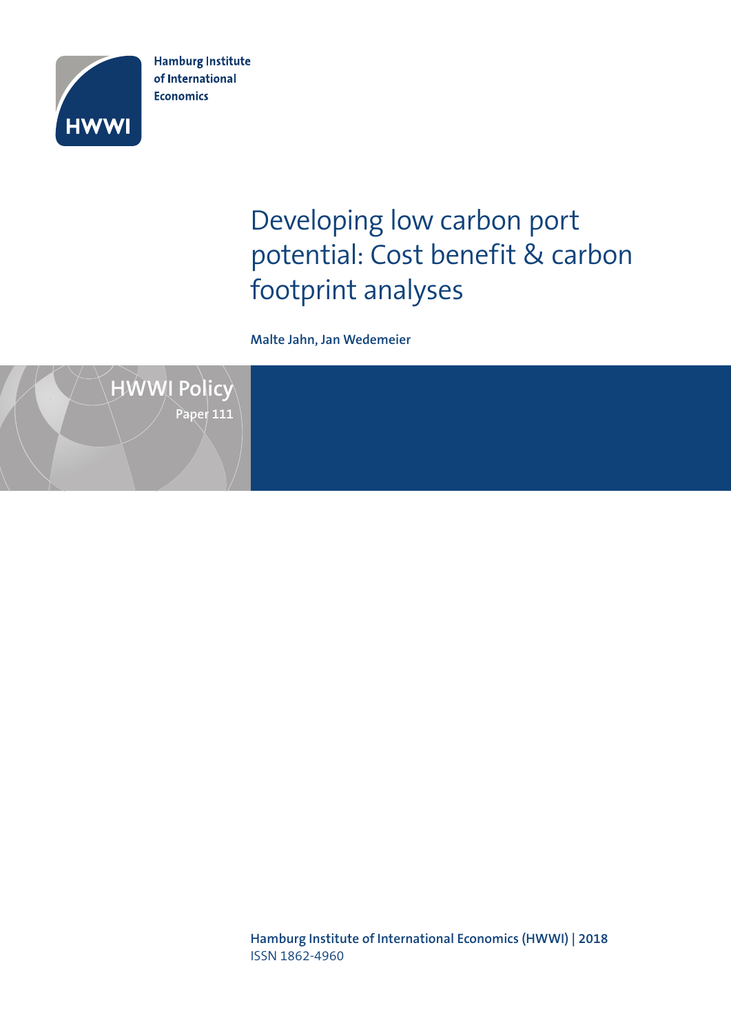Hamburg Institute of International Economics

HWWI

# Developing low carbon port potential: Cost benefit & carbon footprint analyses

**Malte Jahn, Jan Wedemeier**

HWWI Policy
Paper 111

**Hamburg Institute of International Economics (HWWI) | 2018**
ISSN 1862-4960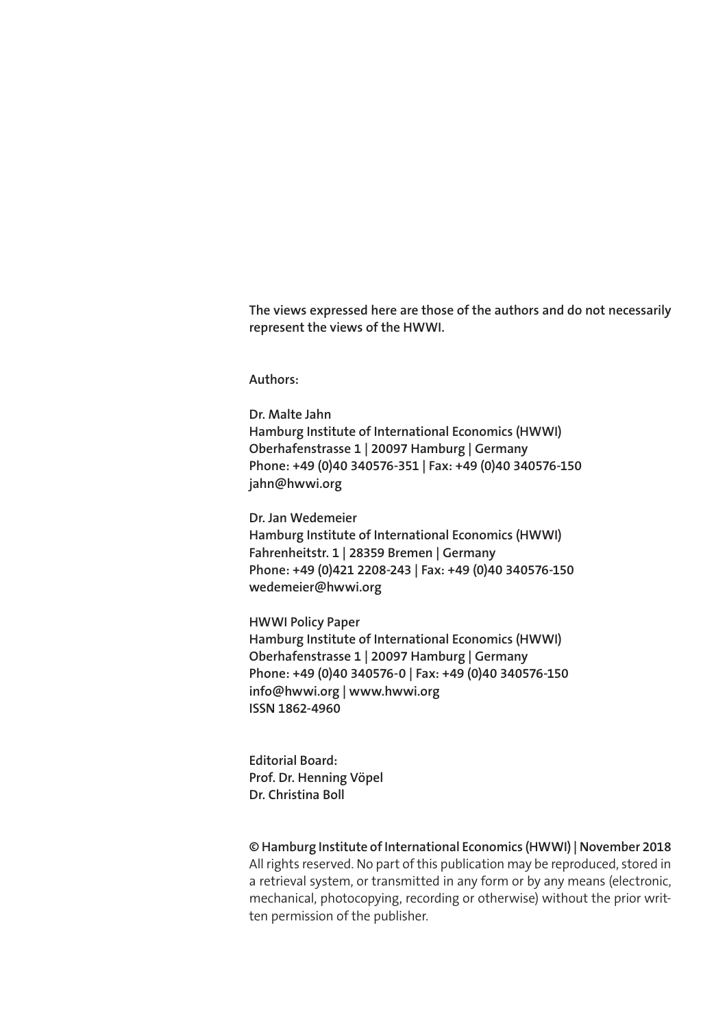**The views expressed here are those of the authors and do not necessarily represent the views of the HWWI.**

**Authors:**

**Dr. Malte Jahn**
**Hamburg Institute of International Economics (HWWI)**
**Oberhafenstrasse 1 | 20097 Hamburg | Germany**
**Phone: +49 (0)40 340576-351 | Fax: +49 (0)40 340576-150**
**jahn@hwwi.org**

**Dr. Jan Wedemeier**
**Hamburg Institute of International Economics (HWWI)**
**Fahrenheitstr. 1 | 28359 Bremen | Germany**
**Phone: +49 (0)421 2208-243 | Fax: +49 (0)40 340576-150**
**wedemeier@hwwi.org**

**HWWI Policy Paper**
**Hamburg Institute of International Economics (HWWI)**
**Oberhafenstrasse 1 | 20097 Hamburg | Germany**
**Phone: +49 (0)40 340576-0 | Fax: +49 (0)40 340576-150**
**info@hwwi.org | www.hwwi.org**
**ISSN 1862-4960**

**Editorial Board:**
**Prof. Dr. Henning Vöpel**
**Dr. Christina Boll**

**© Hamburg Institute of International Economics (HWWI) | November 2018**
All rights reserved. No part of this publication may be reproduced, stored in a retrieval system, or transmitted in any form or by any means (electronic, mechanical, photocopying, recording or otherwise) without the prior written permission of the publisher.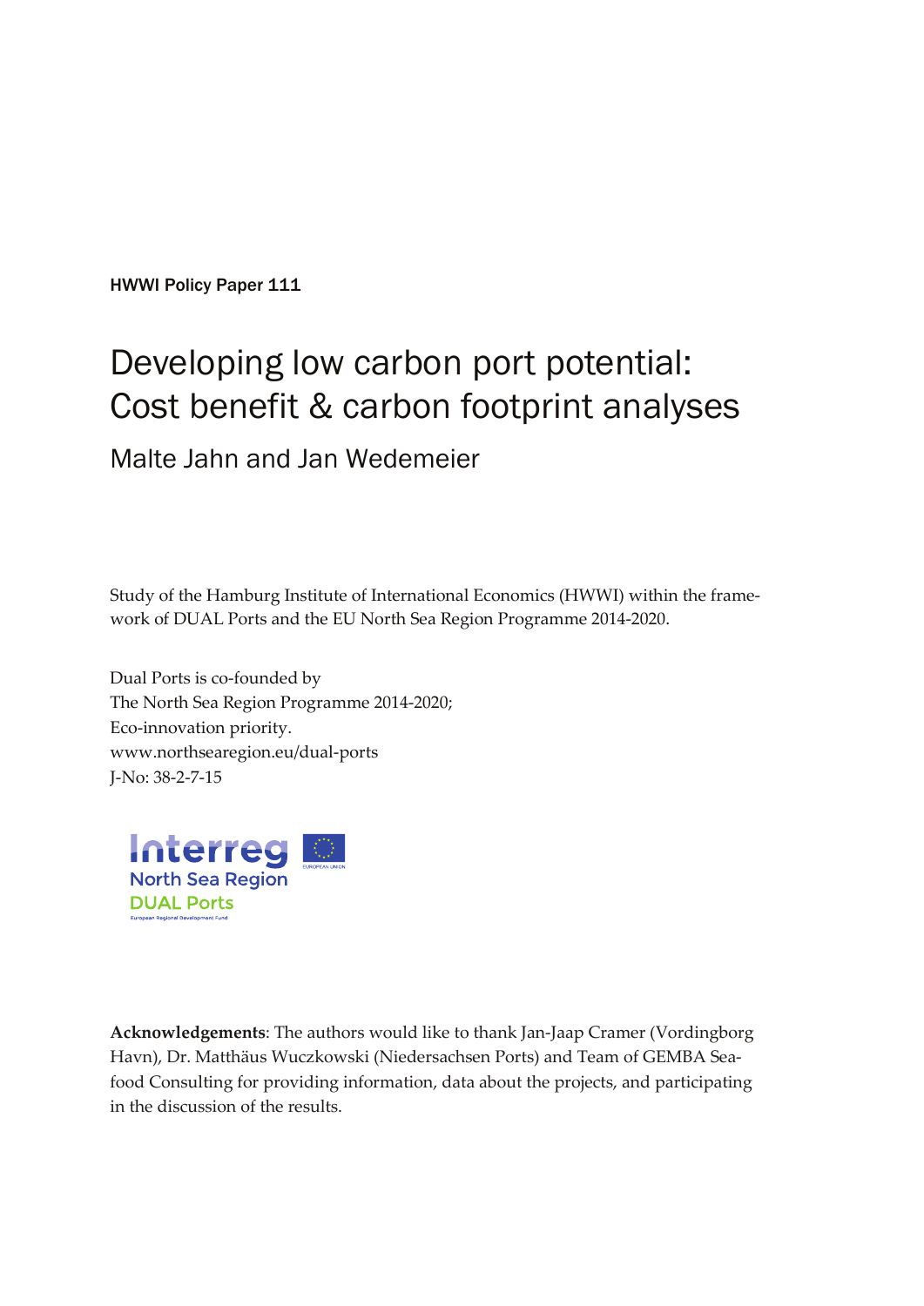HWWI Policy Paper 111

# Developing low carbon port potential: Cost benefit & carbon footprint analyses

## Malte Jahn and Jan Wedemeier

Study of the Hamburg Institute of International Economics (HWWI) within the framework of DUAL Ports and the EU North Sea Region Programme 2014-2020.

Dual Ports is co-founded by
The North Sea Region Programme 2014-2020;
Eco-innovation priority.
www.northsearegion.eu/dual-ports
J-No: 38-2-7-15

**Acknowledgements**: The authors would like to thank Jan-Jaap Cramer (Vordingborg Havn), Dr. Matthäus Wuczkowski (Niedersachsen Ports) and Team of GEMBA Seafood Consulting for providing information, data about the projects, and participating in the discussion of the results.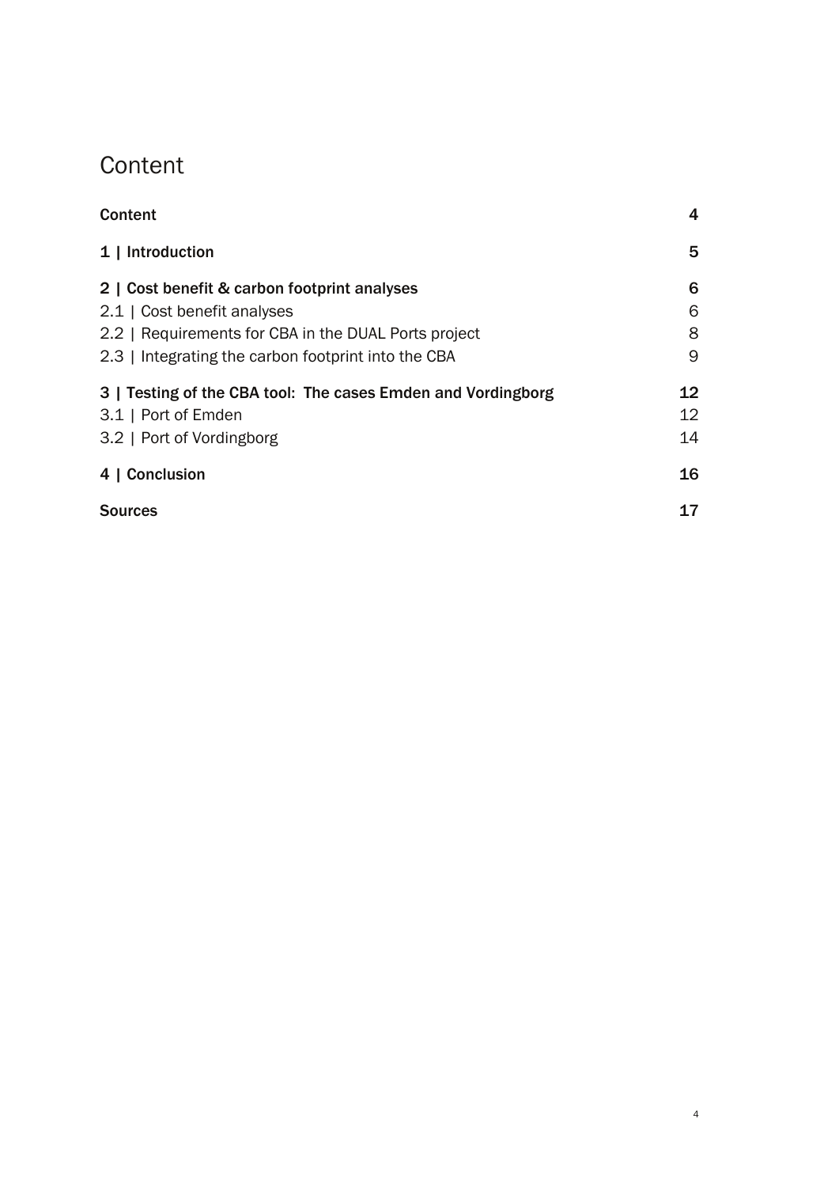# Content

| | |
|---|---|
| **Content** | **4** |
| **1 \| Introduction** | **5** |
| **2 \| Cost benefit & carbon footprint analyses** | **6** |
| 2.1 \| Cost benefit analyses | 6 |
| 2.2 \| Requirements for CBA in the DUAL Ports project | 8 |
| 2.3 \| Integrating the carbon footprint into the CBA | 9 |
| **3 \| Testing of the CBA tool: The cases Emden and Vordingborg** | **12** |
| 3.1 \| Port of Emden | 12 |
| 3.2 \| Port of Vordingborg | 14 |
| **4 \| Conclusion** | **16** |
| **Sources** | **17** |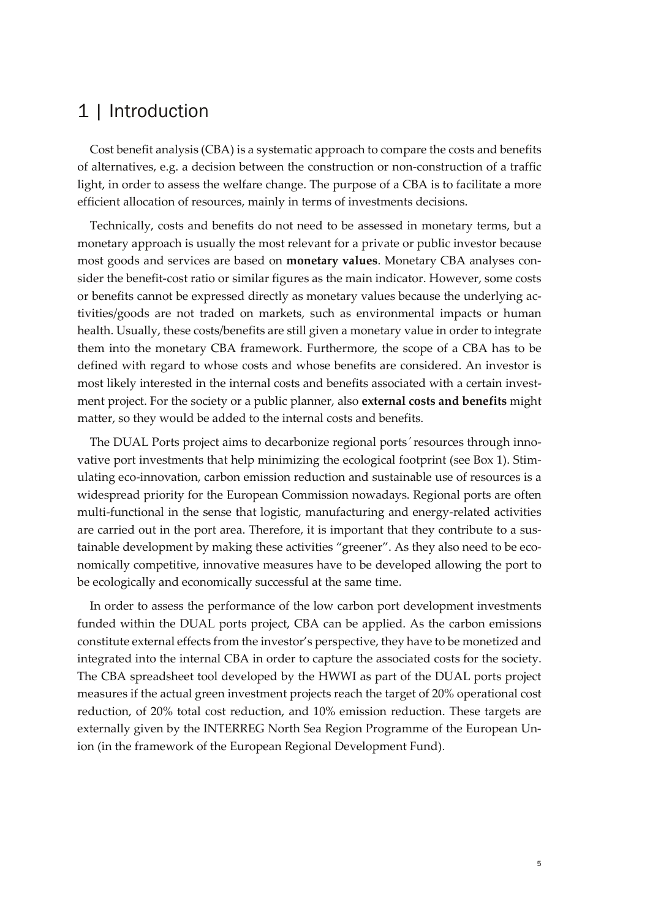# 1 | Introduction

Cost benefit analysis (CBA) is a systematic approach to compare the costs and benefits of alternatives, e.g. a decision between the construction or non-construction of a traffic light, in order to assess the welfare change. The purpose of a CBA is to facilitate a more efficient allocation of resources, mainly in terms of investments decisions.

Technically, costs and benefits do not need to be assessed in monetary terms, but a monetary approach is usually the most relevant for a private or public investor because most goods and services are based on **monetary values**. Monetary CBA analyses consider the benefit-cost ratio or similar figures as the main indicator. However, some costs or benefits cannot be expressed directly as monetary values because the underlying activities/goods are not traded on markets, such as environmental impacts or human health. Usually, these costs/benefits are still given a monetary value in order to integrate them into the monetary CBA framework. Furthermore, the scope of a CBA has to be defined with regard to whose costs and whose benefits are considered. An investor is most likely interested in the internal costs and benefits associated with a certain investment project. For the society or a public planner, also **external costs and benefits** might matter, so they would be added to the internal costs and benefits.

The DUAL Ports project aims to decarbonize regional ports´ resources through innovative port investments that help minimizing the ecological footprint (see Box 1). Stimulating eco-innovation, carbon emission reduction and sustainable use of resources is a widespread priority for the European Commission nowadays. Regional ports are often multi-functional in the sense that logistic, manufacturing and energy-related activities are carried out in the port area. Therefore, it is important that they contribute to a sustainable development by making these activities "greener". As they also need to be economically competitive, innovative measures have to be developed allowing the port to be ecologically and economically successful at the same time.

In order to assess the performance of the low carbon port development investments funded within the DUAL ports project, CBA can be applied. As the carbon emissions constitute external effects from the investor's perspective, they have to be monetized and integrated into the internal CBA in order to capture the associated costs for the society. The CBA spreadsheet tool developed by the HWWI as part of the DUAL ports project measures if the actual green investment projects reach the target of 20% operational cost reduction, of 20% total cost reduction, and 10% emission reduction. These targets are externally given by the INTERREG North Sea Region Programme of the European Union (in the framework of the European Regional Development Fund).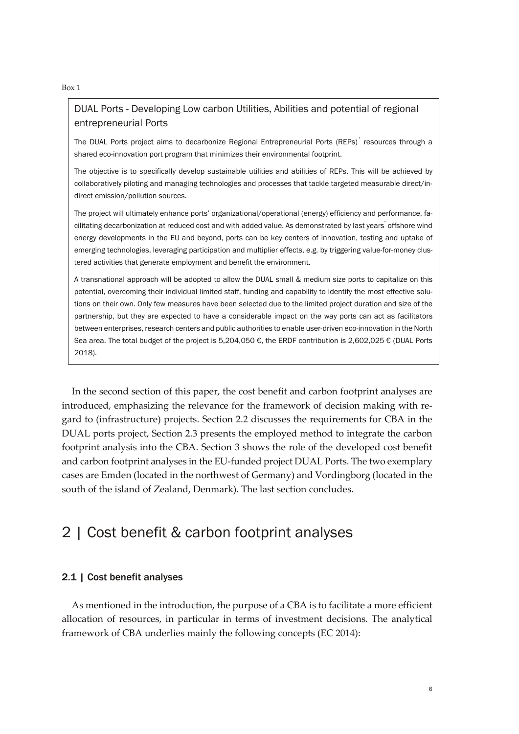Box 1

**DUAL Ports - Developing Low carbon Utilities, Abilities and potential of regional entrepreneurial Ports**

The DUAL Ports project aims to decarbonize Regional Entrepreneurial Ports (REPs)´ resources through a shared eco-innovation port program that minimizes their environmental footprint.

The objective is to specifically develop sustainable utilities and abilities of REPs. This will be achieved by collaboratively piloting and managing technologies and processes that tackle targeted measurable direct/indirect emission/pollution sources.

The project will ultimately enhance ports' organizational/operational (energy) efficiency and performance, facilitating decarbonization at reduced cost and with added value. As demonstrated by last years´ offshore wind energy developments in the EU and beyond, ports can be key centers of innovation, testing and uptake of emerging technologies, leveraging participation and multiplier effects, e.g. by triggering value-for-money clustered activities that generate employment and benefit the environment.

A transnational approach will be adopted to allow the DUAL small & medium size ports to capitalize on this potential, overcoming their individual limited staff, funding and capability to identify the most effective solutions on their own. Only few measures have been selected due to the limited project duration and size of the partnership, but they are expected to have a considerable impact on the way ports can act as facilitators between enterprises, research centers and public authorities to enable user-driven eco-innovation in the North Sea area. The total budget of the project is 5,204,050 €, the ERDF contribution is 2,602,025 € (DUAL Ports 2018).

In the second section of this paper, the cost benefit and carbon footprint analyses are introduced, emphasizing the relevance for the framework of decision making with regard to (infrastructure) projects. Section 2.2 discusses the requirements for CBA in the DUAL ports project, Section 2.3 presents the employed method to integrate the carbon footprint analysis into the CBA. Section 3 shows the role of the developed cost benefit and carbon footprint analyses in the EU-funded project DUAL Ports. The two exemplary cases are Emden (located in the northwest of Germany) and Vordingborg (located in the south of the island of Zealand, Denmark). The last section concludes.

## 2 | Cost benefit & carbon footprint analyses

### 2.1 | Cost benefit analyses

As mentioned in the introduction, the purpose of a CBA is to facilitate a more efficient allocation of resources, in particular in terms of investment decisions. The analytical framework of CBA underlies mainly the following concepts (EC 2014):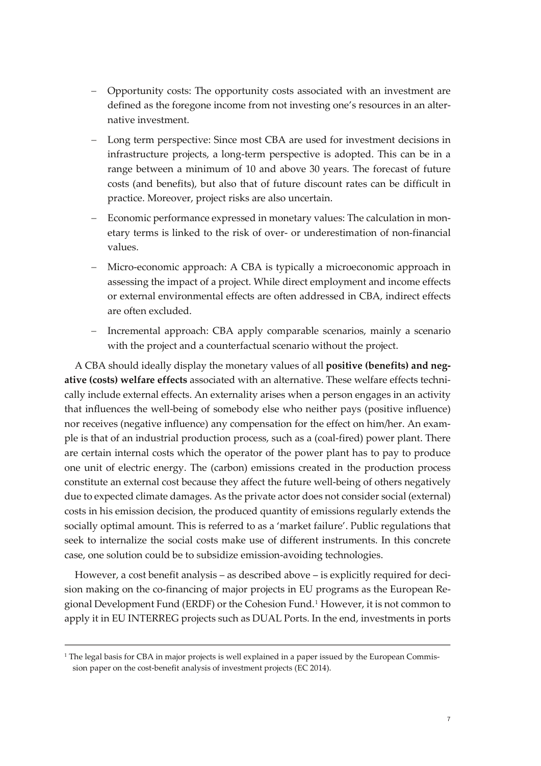- Opportunity costs: The opportunity costs associated with an investment are defined as the foregone income from not investing one's resources in an alternative investment.
- Long term perspective: Since most CBA are used for investment decisions in infrastructure projects, a long-term perspective is adopted. This can be in a range between a minimum of 10 and above 30 years. The forecast of future costs (and benefits), but also that of future discount rates can be difficult in practice. Moreover, project risks are also uncertain.
- Economic performance expressed in monetary values: The calculation in monetary terms is linked to the risk of over- or underestimation of non-financial values.
- Micro-economic approach: A CBA is typically a microeconomic approach in assessing the impact of a project. While direct employment and income effects or external environmental effects are often addressed in CBA, indirect effects are often excluded.
- Incremental approach: CBA apply comparable scenarios, mainly a scenario with the project and a counterfactual scenario without the project.

A CBA should ideally display the monetary values of all **positive (benefits) and negative (costs) welfare effects** associated with an alternative. These welfare effects technically include external effects. An externality arises when a person engages in an activity that influences the well-being of somebody else who neither pays (positive influence) nor receives (negative influence) any compensation for the effect on him/her. An example is that of an industrial production process, such as a (coal-fired) power plant. There are certain internal costs which the operator of the power plant has to pay to produce one unit of electric energy. The (carbon) emissions created in the production process constitute an external cost because they affect the future well-being of others negatively due to expected climate damages. As the private actor does not consider social (external) costs in his emission decision, the produced quantity of emissions regularly extends the socially optimal amount. This is referred to as a 'market failure'. Public regulations that seek to internalize the social costs make use of different instruments. In this concrete case, one solution could be to subsidize emission-avoiding technologies.

However, a cost benefit analysis – as described above – is explicitly required for decision making on the co-financing of major projects in EU programs as the European Regional Development Fund (ERDF) or the Cohesion Fund.[1] However, it is not common to apply it in EU INTERREG projects such as DUAL Ports. In the end, investments in ports

[1] The legal basis for CBA in major projects is well explained in a paper issued by the European Commission paper on the cost-benefit analysis of investment projects (EC 2014).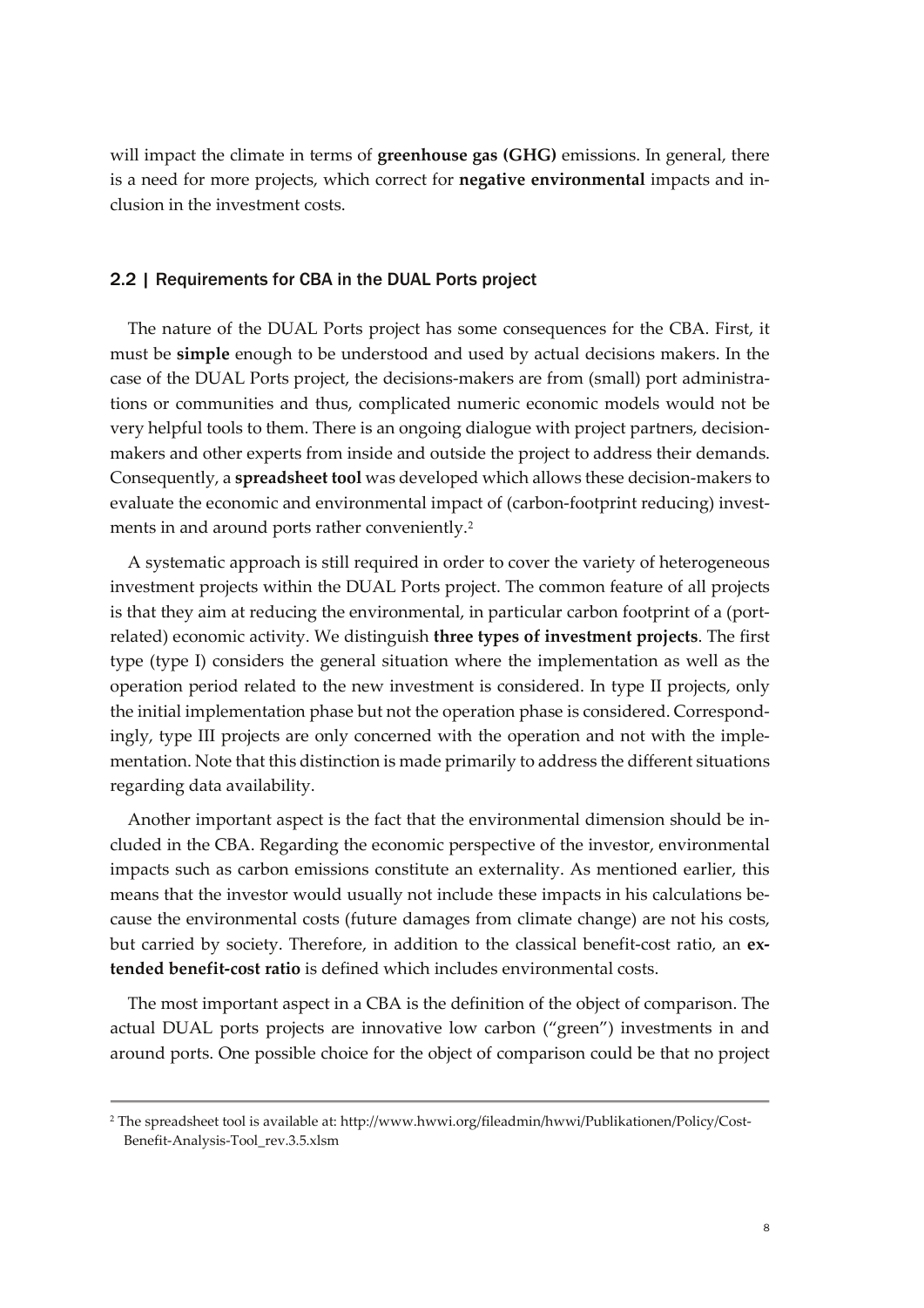will impact the climate in terms of **greenhouse gas (GHG)** emissions. In general, there is a need for more projects, which correct for **negative environmental** impacts and inclusion in the investment costs.

## 2.2 | Requirements for CBA in the DUAL Ports project

The nature of the DUAL Ports project has some consequences for the CBA. First, it must be **simple** enough to be understood and used by actual decisions makers. In the case of the DUAL Ports project, the decisions-makers are from (small) port administrations or communities and thus, complicated numeric economic models would not be very helpful tools to them. There is an ongoing dialogue with project partners, decision-makers and other experts from inside and outside the project to address their demands. Consequently, a **spreadsheet tool** was developed which allows these decision-makers to evaluate the economic and environmental impact of (carbon-footprint reducing) investments in and around ports rather conveniently.[2]

A systematic approach is still required in order to cover the variety of heterogeneous investment projects within the DUAL Ports project. The common feature of all projects is that they aim at reducing the environmental, in particular carbon footprint of a (port-related) economic activity. We distinguish **three types of investment projects**. The first type (type I) considers the general situation where the implementation as well as the operation period related to the new investment is considered. In type II projects, only the initial implementation phase but not the operation phase is considered. Correspondingly, type III projects are only concerned with the operation and not with the implementation. Note that this distinction is made primarily to address the different situations regarding data availability.

Another important aspect is the fact that the environmental dimension should be included in the CBA. Regarding the economic perspective of the investor, environmental impacts such as carbon emissions constitute an externality. As mentioned earlier, this means that the investor would usually not include these impacts in his calculations because the environmental costs (future damages from climate change) are not his costs, but carried by society. Therefore, in addition to the classical benefit-cost ratio, an **extended benefit-cost ratio** is defined which includes environmental costs.

The most important aspect in a CBA is the definition of the object of comparison. The actual DUAL ports projects are innovative low carbon ("green") investments in and around ports. One possible choice for the object of comparison could be that no project

---

[2] The spreadsheet tool is available at: http://www.hwwi.org/fileadmin/hwwi/Publikationen/Policy/Cost-Benefit-Analysis-Tool_rev.3.5.xlsm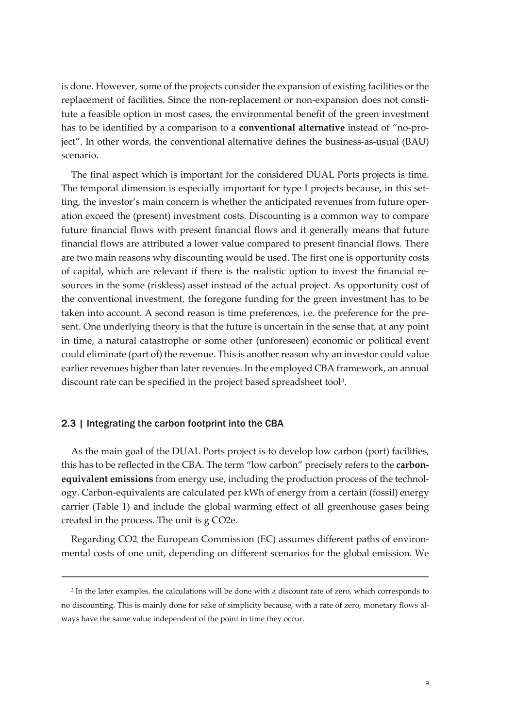is done. However, some of the projects consider the expansion of existing facilities or the replacement of facilities. Since the non-replacement or non-expansion does not constitute a feasible option in most cases, the environmental benefit of the green investment has to be identified by a comparison to a **conventional alternative** instead of "no-project". In other words, the conventional alternative defines the business-as-usual (BAU) scenario.

The final aspect which is important for the considered DUAL Ports projects is time. The temporal dimension is especially important for type I projects because, in this setting, the investor's main concern is whether the anticipated revenues from future operation exceed the (present) investment costs. Discounting is a common way to compare future financial flows with present financial flows and it generally means that future financial flows are attributed a lower value compared to present financial flows. There are two main reasons why discounting would be used. The first one is opportunity costs of capital, which are relevant if there is the realistic option to invest the financial resources in the some (riskless) asset instead of the actual project. As opportunity cost of the conventional investment, the foregone funding for the green investment has to be taken into account. A second reason is time preferences, i.e. the preference for the present. One underlying theory is that the future is uncertain in the sense that, at any point in time, a natural catastrophe or some other (unforeseen) economic or political event could eliminate (part of) the revenue. This is another reason why an investor could value earlier revenues higher than later revenues. In the employed CBA framework, an annual discount rate can be specified in the project based spreadsheet tool[3].

## 2.3 | Integrating the carbon footprint into the CBA

As the main goal of the DUAL Ports project is to develop low carbon (port) facilities, this has to be reflected in the CBA. The term "low carbon" precisely refers to the **carbon-equivalent emissions** from energy use, including the production process of the technology. Carbon-equivalents are calculated per kWh of energy from a certain (fossil) energy carrier (Table 1) and include the global warming effect of all greenhouse gases being created in the process. The unit is g $CO_2e$.

Regarding $CO_2$, the European Commission (EC) assumes different paths of environmental costs of one unit, depending on different scenarios for the global emission. We

---

[3] In the later examples, the calculations will be done with a discount rate of zero, which corresponds to no discounting. This is mainly done for sake of simplicity because, with a rate of zero, monetary flows always have the same value independent of the point in time they occur.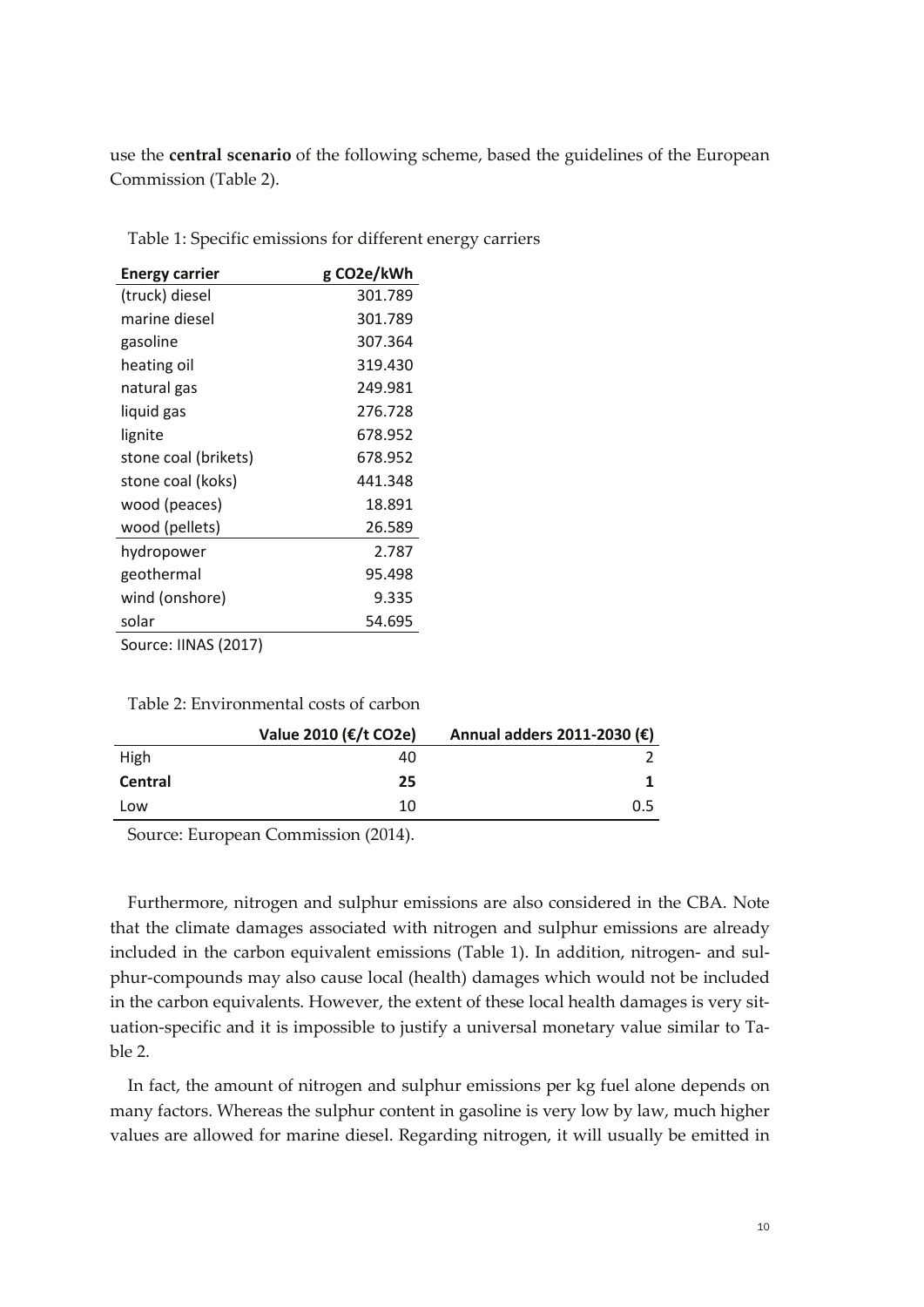use the **central scenario** of the following scheme, based the guidelines of the European Commission (Table 2).

Table 1: Specific emissions for different energy carriers

| Energy carrier | g CO2e/kWh |
|---|---|
| (truck) diesel | 301.789 |
| marine diesel | 301.789 |
| gasoline | 307.364 |
| heating oil | 319.430 |
| natural gas | 249.981 |
| liquid gas | 276.728 |
| lignite | 678.952 |
| stone coal (brikets) | 678.952 |
| stone coal (koks) | 441.348 |
| wood (peaces) | 18.891 |
| wood (pellets) | 26.589 |
| hydropower | 2.787 |
| geothermal | 95.498 |
| wind (onshore) | 9.335 |
| solar | 54.695 |

Source: IINAS (2017)

Table 2: Environmental costs of carbon

| | Value 2010 (€/t CO2e) | Annual adders 2011-2030 (€) |
|---|---|---|
| High | 40 | 2 |
| **Central** | **25** | **1** |
| Low | 10 | 0.5 |

Source: European Commission (2014).

Furthermore, nitrogen and sulphur emissions are also considered in the CBA. Note that the climate damages associated with nitrogen and sulphur emissions are already included in the carbon equivalent emissions (Table 1). In addition, nitrogen- and sulphur-compounds may also cause local (health) damages which would not be included in the carbon equivalents. However, the extent of these local health damages is very situation-specific and it is impossible to justify a universal monetary value similar to Table 2.

In fact, the amount of nitrogen and sulphur emissions per kg fuel alone depends on many factors. Whereas the sulphur content in gasoline is very low by law, much higher values are allowed for marine diesel. Regarding nitrogen, it will usually be emitted in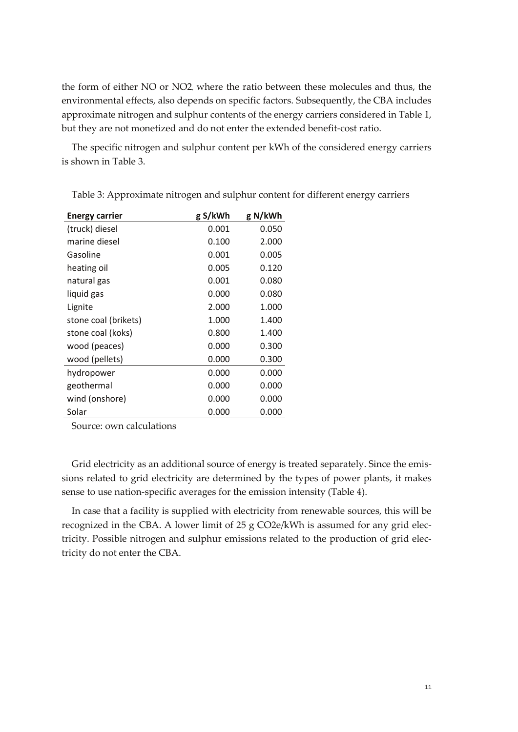the form of either NO or NO2, where the ratio between these molecules and thus, the environmental effects, also depends on specific factors. Subsequently, the CBA includes approximate nitrogen and sulphur contents of the energy carriers considered in Table 1, but they are not monetized and do not enter the extended benefit-cost ratio.

The specific nitrogen and sulphur content per kWh of the considered energy carriers is shown in Table 3.

Table 3: Approximate nitrogen and sulphur content for different energy carriers

| Energy carrier | g S/kWh | g N/kWh |
|---|---|---|
| (truck) diesel | 0.001 | 0.050 |
| marine diesel | 0.100 | 2.000 |
| Gasoline | 0.001 | 0.005 |
| heating oil | 0.005 | 0.120 |
| natural gas | 0.001 | 0.080 |
| liquid gas | 0.000 | 0.080 |
| Lignite | 2.000 | 1.000 |
| stone coal (brikets) | 1.000 | 1.400 |
| stone coal (koks) | 0.800 | 1.400 |
| wood (peaces) | 0.000 | 0.300 |
| wood (pellets) | 0.000 | 0.300 |
| hydropower | 0.000 | 0.000 |
| geothermal | 0.000 | 0.000 |
| wind (onshore) | 0.000 | 0.000 |
| Solar | 0.000 | 0.000 |

Source: own calculations

Grid electricity as an additional source of energy is treated separately. Since the emissions related to grid electricity are determined by the types of power plants, it makes sense to use nation-specific averages for the emission intensity (Table 4).

In case that a facility is supplied with electricity from renewable sources, this will be recognized in the CBA. A lower limit of 25 g CO2e/kWh is assumed for any grid electricity. Possible nitrogen and sulphur emissions related to the production of grid electricity do not enter the CBA.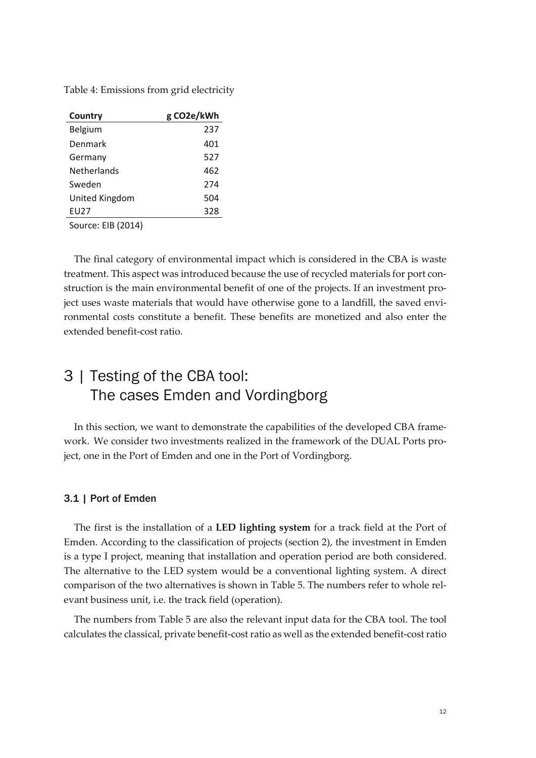Table 4: Emissions from grid electricity

| Country | g CO2e/kWh |
|---|---|
| Belgium | 237 |
| Denmark | 401 |
| Germany | 527 |
| Netherlands | 462 |
| Sweden | 274 |
| United Kingdom | 504 |
| EU27 | 328 |

Source: EIB (2014)

The final category of environmental impact which is considered in the CBA is waste treatment. This aspect was introduced because the use of recycled materials for port construction is the main environmental benefit of one of the projects. If an investment project uses waste materials that would have otherwise gone to a landfill, the saved environmental costs constitute a benefit. These benefits are monetized and also enter the extended benefit-cost ratio.

# 3 | Testing of the CBA tool: The cases Emden and Vordingborg

In this section, we want to demonstrate the capabilities of the developed CBA framework. We consider two investments realized in the framework of the DUAL Ports project, one in the Port of Emden and one in the Port of Vordingborg.

## 3.1 | Port of Emden

The first is the installation of a **LED lighting system** for a track field at the Port of Emden. According to the classification of projects (section 2), the investment in Emden is a type I project, meaning that installation and operation period are both considered. The alternative to the LED system would be a conventional lighting system. A direct comparison of the two alternatives is shown in Table 5. The numbers refer to whole relevant business unit, i.e. the track field (operation).

The numbers from Table 5 are also the relevant input data for the CBA tool. The tool calculates the classical, private benefit-cost ratio as well as the extended benefit-cost ratio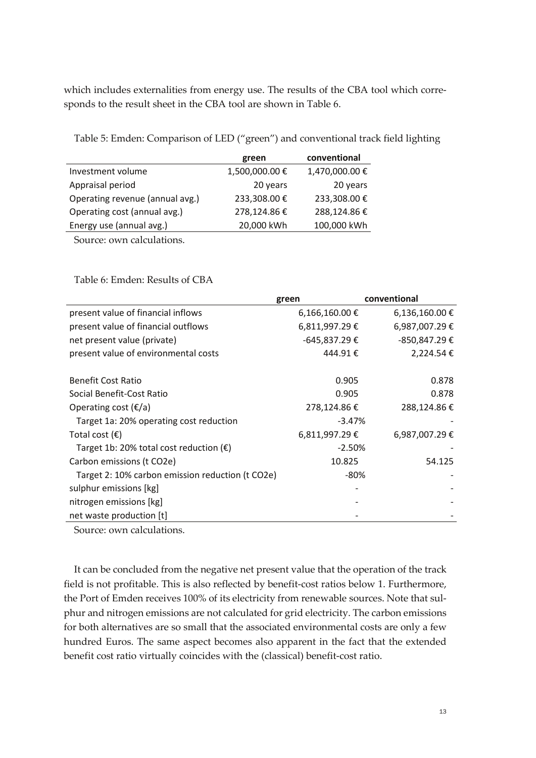which includes externalities from energy use. The results of the CBA tool which corresponds to the result sheet in the CBA tool are shown in Table 6.

Table 5: Emden: Comparison of LED (“green”) and conventional track field lighting

| | green | conventional |
|---|---|---|
| Investment volume | 1,500,000.00 € | 1,470,000.00 € |
| Appraisal period | 20 years | 20 years |
| Operating revenue (annual avg.) | 233,308.00 € | 233,308.00 € |
| Operating cost (annual avg.) | 278,124.86 € | 288,124.86 € |
| Energy use (annual avg.) | 20,000 kWh | 100,000 kWh |

Source: own calculations.

Table 6: Emden: Results of CBA

| | green | conventional |
|---|---|---|
| present value of financial inflows | 6,166,160.00 € | 6,136,160.00 € |
| present value of financial outflows | 6,811,997.29 € | 6,987,007.29 € |
| net present value (private) | -645,837.29 € | -850,847.29 € |
| present value of environmental costs | 444.91 € | 2,224.54 € |
| | | |
| Benefit Cost Ratio | 0.905 | 0.878 |
| Social Benefit-Cost Ratio | 0.905 | 0.878 |
| Operating cost (€/a) | 278,124.86 € | 288,124.86 € |
| Target 1a: 20% operating cost reduction | -3.47% | - |
| Total cost (€) | 6,811,997.29 € | 6,987,007.29 € |
| Target 1b: 20% total cost reduction (€) | -2.50% | - |
| Carbon emissions (t CO2e) | 10.825 | 54.125 |
| Target 2: 10% carbon emission reduction (t CO2e) | -80% | - |
| sulphur emissions [kg] | - | - |
| nitrogen emissions [kg] | - | - |
| net waste production [t] | - | - |

Source: own calculations.

It can be concluded from the negative net present value that the operation of the track field is not profitable. This is also reflected by benefit-cost ratios below 1. Furthermore, the Port of Emden receives 100% of its electricity from renewable sources. Note that sulphur and nitrogen emissions are not calculated for grid electricity. The carbon emissions for both alternatives are so small that the associated environmental costs are only a few hundred Euros. The same aspect becomes also apparent in the fact that the extended benefit cost ratio virtually coincides with the (classical) benefit-cost ratio.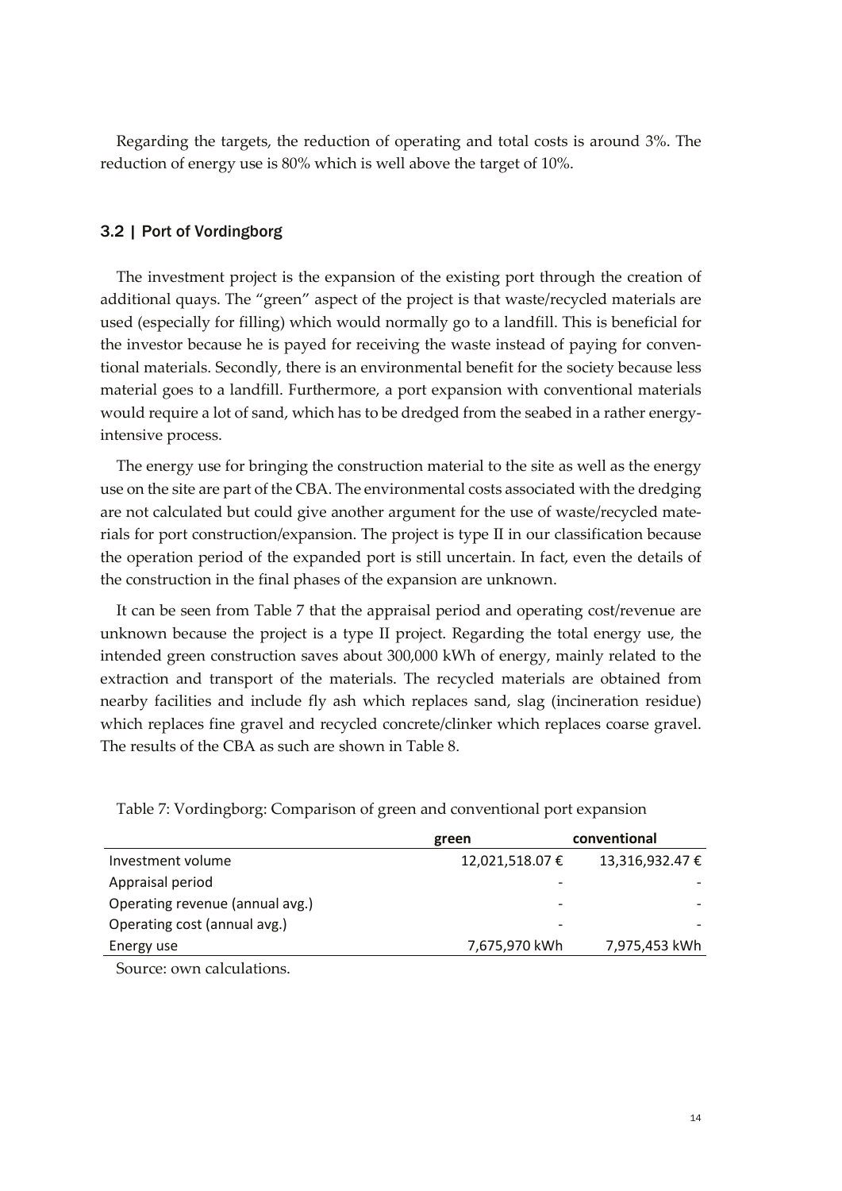Regarding the targets, the reduction of operating and total costs is around 3%. The reduction of energy use is 80% which is well above the target of 10%.

### 3.2 | Port of Vordingborg

The investment project is the expansion of the existing port through the creation of additional quays. The "green" aspect of the project is that waste/recycled materials are used (especially for filling) which would normally go to a landfill. This is beneficial for the investor because he is payed for receiving the waste instead of paying for conventional materials. Secondly, there is an environmental benefit for the society because less material goes to a landfill. Furthermore, a port expansion with conventional materials would require a lot of sand, which has to be dredged from the seabed in a rather energy-intensive process.

The energy use for bringing the construction material to the site as well as the energy use on the site are part of the CBA. The environmental costs associated with the dredging are not calculated but could give another argument for the use of waste/recycled materials for port construction/expansion. The project is type II in our classification because the operation period of the expanded port is still uncertain. In fact, even the details of the construction in the final phases of the expansion are unknown.

It can be seen from Table 7 that the appraisal period and operating cost/revenue are unknown because the project is a type II project. Regarding the total energy use, the intended green construction saves about 300,000 kWh of energy, mainly related to the extraction and transport of the materials. The recycled materials are obtained from nearby facilities and include fly ash which replaces sand, slag (incineration residue) which replaces fine gravel and recycled concrete/clinker which replaces coarse gravel. The results of the CBA as such are shown in Table 8.

Table 7: Vordingborg: Comparison of green and conventional port expansion

| | green | conventional |
|---|---|---|
| Investment volume | 12,021,518.07 € | 13,316,932.47 € |
| Appraisal period | - | - |
| Operating revenue (annual avg.) | - | - |
| Operating cost (annual avg.) | - | - |
| Energy use | 7,675,970 kWh | 7,975,453 kWh |

Source: own calculations.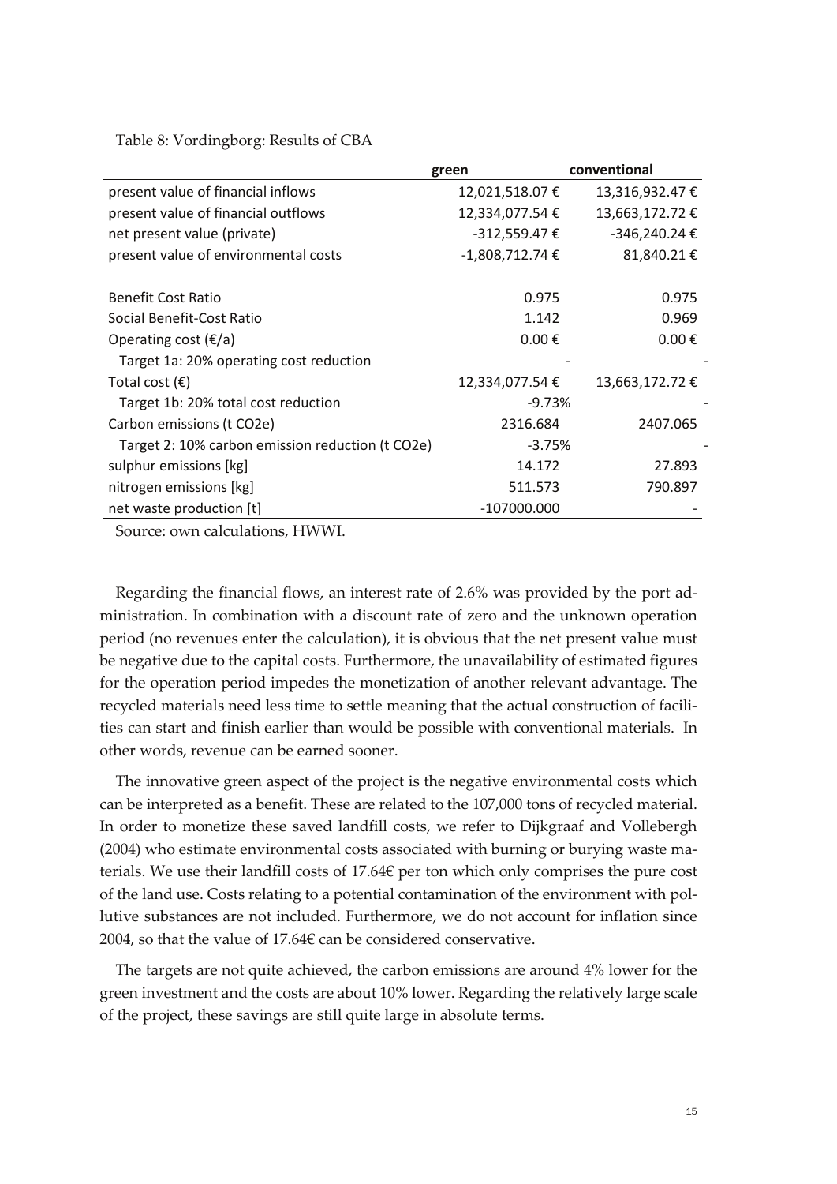Table 8: Vordingborg: Results of CBA

| | green | conventional |
|---|---|---|
| present value of financial inflows | 12,021,518.07 € | 13,316,932.47 € |
| present value of financial outflows | 12,334,077.54 € | 13,663,172.72 € |
| net present value (private) | -312,559.47 € | -346,240.24 € |
| present value of environmental costs | -1,808,712.74 € | 81,840.21 € |
| | | |
| Benefit Cost Ratio | 0.975 | 0.975 |
| Social Benefit-Cost Ratio | 1.142 | 0.969 |
| Operating cost (€/a) | 0.00 € | 0.00 € |
| Target 1a: 20% operating cost reduction | - | - |
| Total cost (€) | 12,334,077.54 € | 13,663,172.72 € |
| Target 1b: 20% total cost reduction | -9.73% | - |
| Carbon emissions (t CO2e) | 2316.684 | 2407.065 |
| Target 2: 10% carbon emission reduction (t CO2e) | -3.75% | - |
| sulphur emissions [kg] | 14.172 | 27.893 |
| nitrogen emissions [kg] | 511.573 | 790.897 |
| net waste production [t] | -107000.000 | - |

Source: own calculations, HWWI.

Regarding the financial flows, an interest rate of 2.6% was provided by the port administration. In combination with a discount rate of zero and the unknown operation period (no revenues enter the calculation), it is obvious that the net present value must be negative due to the capital costs. Furthermore, the unavailability of estimated figures for the operation period impedes the monetization of another relevant advantage. The recycled materials need less time to settle meaning that the actual construction of facilities can start and finish earlier than would be possible with conventional materials. In other words, revenue can be earned sooner.

The innovative green aspect of the project is the negative environmental costs which can be interpreted as a benefit. These are related to the 107,000 tons of recycled material. In order to monetize these saved landfill costs, we refer to Dijkgraaf and Vollebergh (2004) who estimate environmental costs associated with burning or burying waste materials. We use their landfill costs of 17.64€ per ton which only comprises the pure cost of the land use. Costs relating to a potential contamination of the environment with pollutive substances are not included. Furthermore, we do not account for inflation since 2004, so that the value of 17.64€ can be considered conservative.

The targets are not quite achieved, the carbon emissions are around 4% lower for the green investment and the costs are about 10% lower. Regarding the relatively large scale of the project, these savings are still quite large in absolute terms.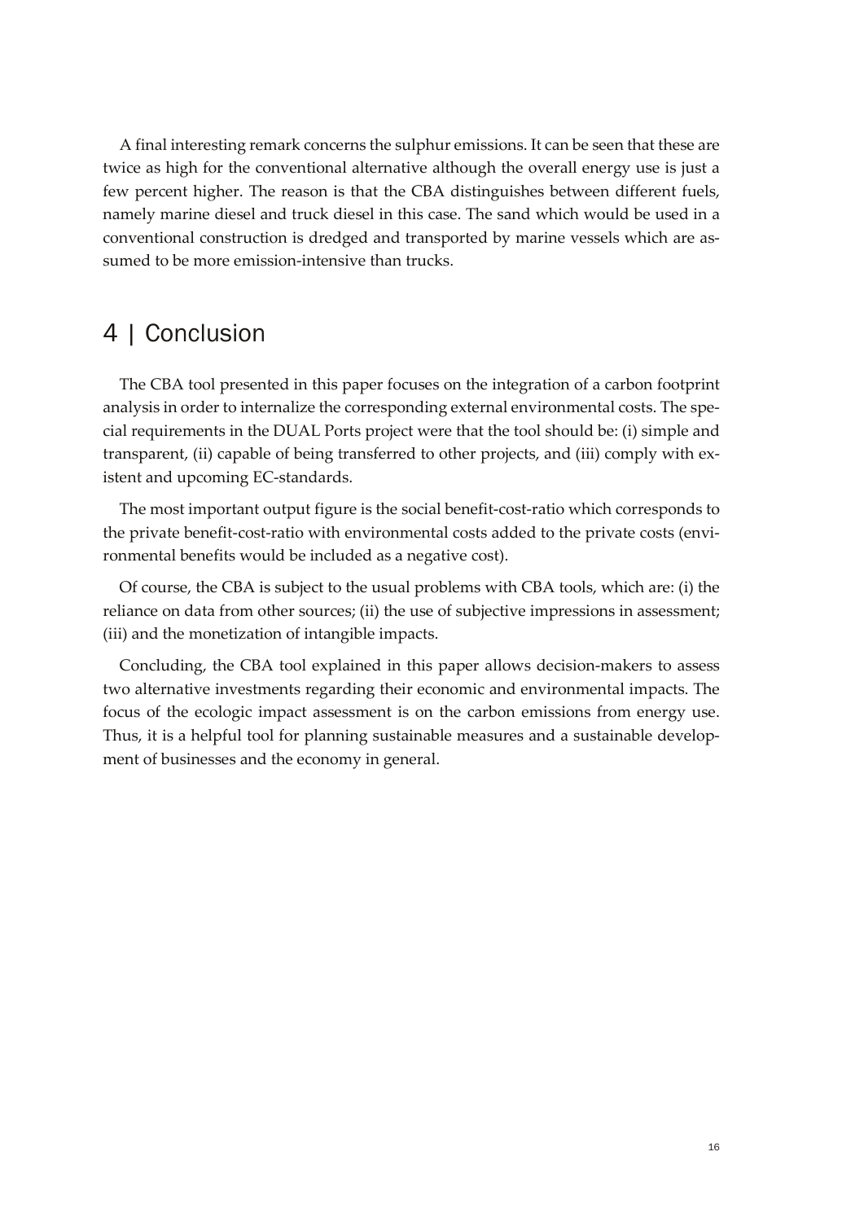A final interesting remark concerns the sulphur emissions. It can be seen that these are twice as high for the conventional alternative although the overall energy use is just a few percent higher. The reason is that the CBA distinguishes between different fuels, namely marine diesel and truck diesel in this case. The sand which would be used in a conventional construction is dredged and transported by marine vessels which are assumed to be more emission-intensive than trucks.

# 4 | Conclusion

The CBA tool presented in this paper focuses on the integration of a carbon footprint analysis in order to internalize the corresponding external environmental costs. The special requirements in the DUAL Ports project were that the tool should be: (i) simple and transparent, (ii) capable of being transferred to other projects, and (iii) comply with existent and upcoming EC-standards.

The most important output figure is the social benefit-cost-ratio which corresponds to the private benefit-cost-ratio with environmental costs added to the private costs (environmental benefits would be included as a negative cost).

Of course, the CBA is subject to the usual problems with CBA tools, which are: (i) the reliance on data from other sources; (ii) the use of subjective impressions in assessment; (iii) and the monetization of intangible impacts.

Concluding, the CBA tool explained in this paper allows decision-makers to assess two alternative investments regarding their economic and environmental impacts. The focus of the ecologic impact assessment is on the carbon emissions from energy use. Thus, it is a helpful tool for planning sustainable measures and a sustainable development of businesses and the economy in general.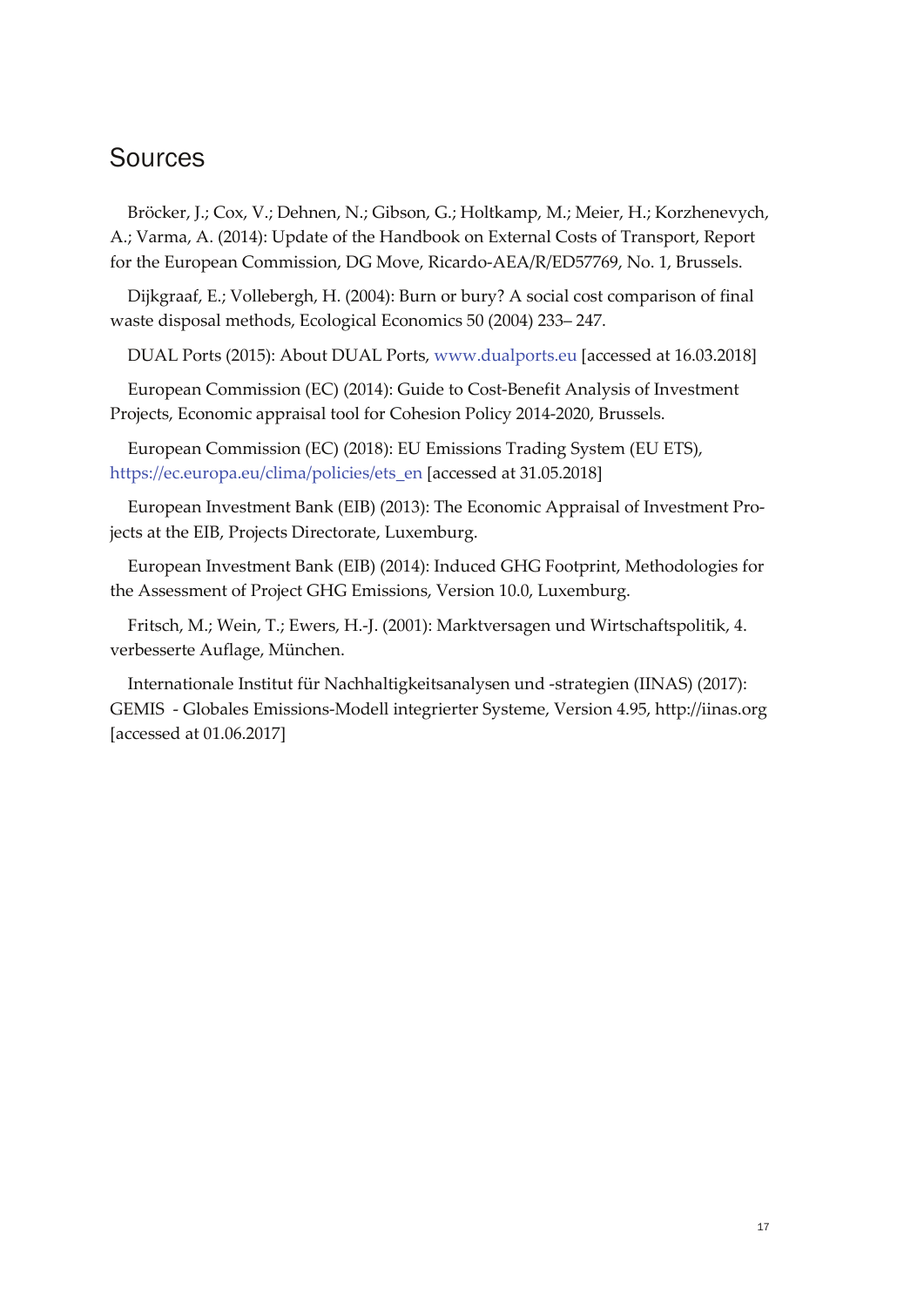# Sources

Bröcker, J.; Cox, V.; Dehnen, N.; Gibson, G.; Holtkamp, M.; Meier, H.; Korzhenevych, A.; Varma, A. (2014): Update of the Handbook on External Costs of Transport, Report for the European Commission, DG Move, Ricardo-AEA/R/ED57769, No. 1, Brussels.

Dijkgraaf, E.; Vollebergh, H. (2004): Burn or bury? A social cost comparison of final waste disposal methods, Ecological Economics 50 (2004) 233– 247.

DUAL Ports (2015): About DUAL Ports, www.dualports.eu [accessed at 16.03.2018]

European Commission (EC) (2014): Guide to Cost-Benefit Analysis of Investment Projects, Economic appraisal tool for Cohesion Policy 2014-2020, Brussels.

European Commission (EC) (2018): EU Emissions Trading System (EU ETS), https://ec.europa.eu/clima/policies/ets_en [accessed at 31.05.2018]

European Investment Bank (EIB) (2013): The Economic Appraisal of Investment Projects at the EIB, Projects Directorate, Luxemburg.

European Investment Bank (EIB) (2014): Induced GHG Footprint, Methodologies for the Assessment of Project GHG Emissions, Version 10.0, Luxemburg.

Fritsch, M.; Wein, T.; Ewers, H.-J. (2001): Marktversagen und Wirtschaftspolitik, 4. verbesserte Auflage, München.

Internationale Institut für Nachhaltigkeitsanalysen und -strategien (IINAS) (2017): GEMIS - Globales Emissions-Modell integrierter Systeme, Version 4.95, http://iinas.org [accessed at 01.06.2017]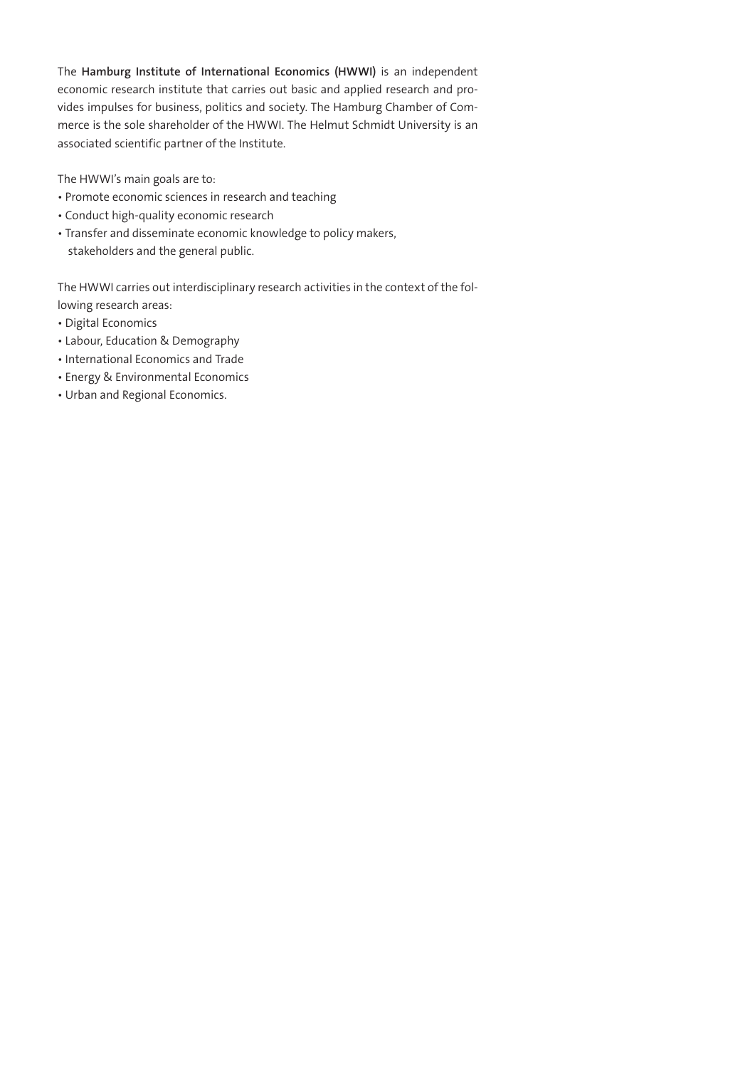The **Hamburg Institute of International Economics (HWWI)** is an independent economic research institute that carries out basic and applied research and provides impulses for business, politics and society. The Hamburg Chamber of Commerce is the sole shareholder of the HWWI. The Helmut Schmidt University is an associated scientific partner of the Institute.

The HWWI's main goals are to:

- Promote economic sciences in research and teaching
- Conduct high-quality economic research
- Transfer and disseminate economic knowledge to policy makers, stakeholders and the general public.

The HWWI carries out interdisciplinary research activities in the context of the following research areas:

- Digital Economics
- Labour, Education & Demography
- International Economics and Trade
- Energy & Environmental Economics
- Urban and Regional Economics.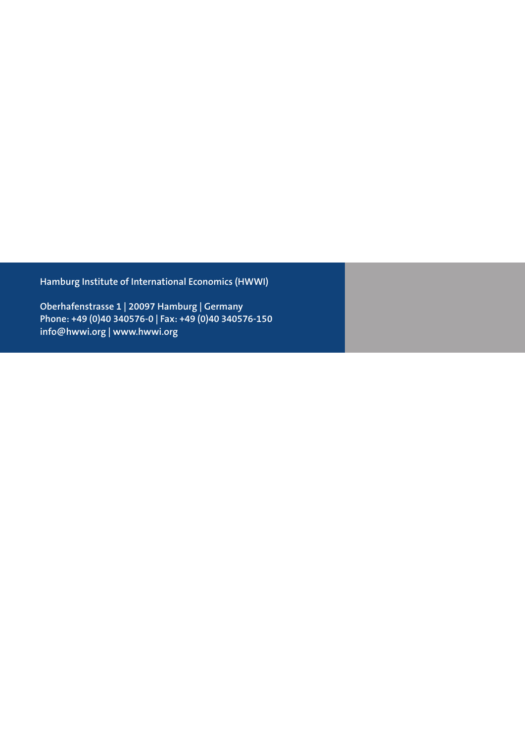Hamburg Institute of International Economics (HWWI)

Oberhafenstrasse 1 | 20097 Hamburg | Germany
Phone: +49 (0)40 340576-0 | Fax: +49 (0)40 340576-150
info@hwwi.org | www.hwwi.org